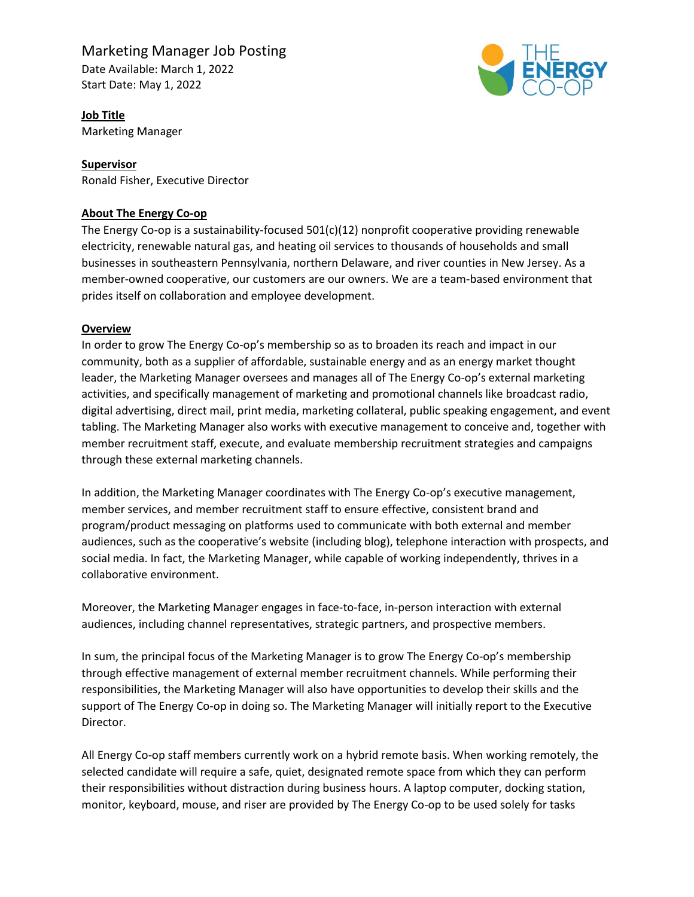# Marketing Manager Job Posting

Date Available: March 1, 2022
Start Date: May 1, 2022

**Job Title**
Marketing Manager

**Supervisor**
Ronald Fisher, Executive Director

## About The Energy Co-op

The Energy Co-op is a sustainability-focused 501(c)(12) nonprofit cooperative providing renewable electricity, renewable natural gas, and heating oil services to thousands of households and small businesses in southeastern Pennsylvania, northern Delaware, and river counties in New Jersey. As a member-owned cooperative, our customers are our owners. We are a team-based environment that prides itself on collaboration and employee development.

## Overview

In order to grow The Energy Co-op's membership so as to broaden its reach and impact in our community, both as a supplier of affordable, sustainable energy and as an energy market thought leader, the Marketing Manager oversees and manages all of The Energy Co-op's external marketing activities, and specifically management of marketing and promotional channels like broadcast radio, digital advertising, direct mail, print media, marketing collateral, public speaking engagement, and event tabling. The Marketing Manager also works with executive management to conceive and, together with member recruitment staff, execute, and evaluate membership recruitment strategies and campaigns through these external marketing channels.

In addition, the Marketing Manager coordinates with The Energy Co-op's executive management, member services, and member recruitment staff to ensure effective, consistent brand and program/product messaging on platforms used to communicate with both external and member audiences, such as the cooperative's website (including blog), telephone interaction with prospects, and social media. In fact, the Marketing Manager, while capable of working independently, thrives in a collaborative environment.

Moreover, the Marketing Manager engages in face-to-face, in-person interaction with external audiences, including channel representatives, strategic partners, and prospective members.

In sum, the principal focus of the Marketing Manager is to grow The Energy Co-op's membership through effective management of external member recruitment channels. While performing their responsibilities, the Marketing Manager will also have opportunities to develop their skills and the support of The Energy Co-op in doing so. The Marketing Manager will initially report to the Executive Director.

All Energy Co-op staff members currently work on a hybrid remote basis. When working remotely, the selected candidate will require a safe, quiet, designated remote space from which they can perform their responsibilities without distraction during business hours. A laptop computer, docking station, monitor, keyboard, mouse, and riser are provided by The Energy Co-op to be used solely for tasks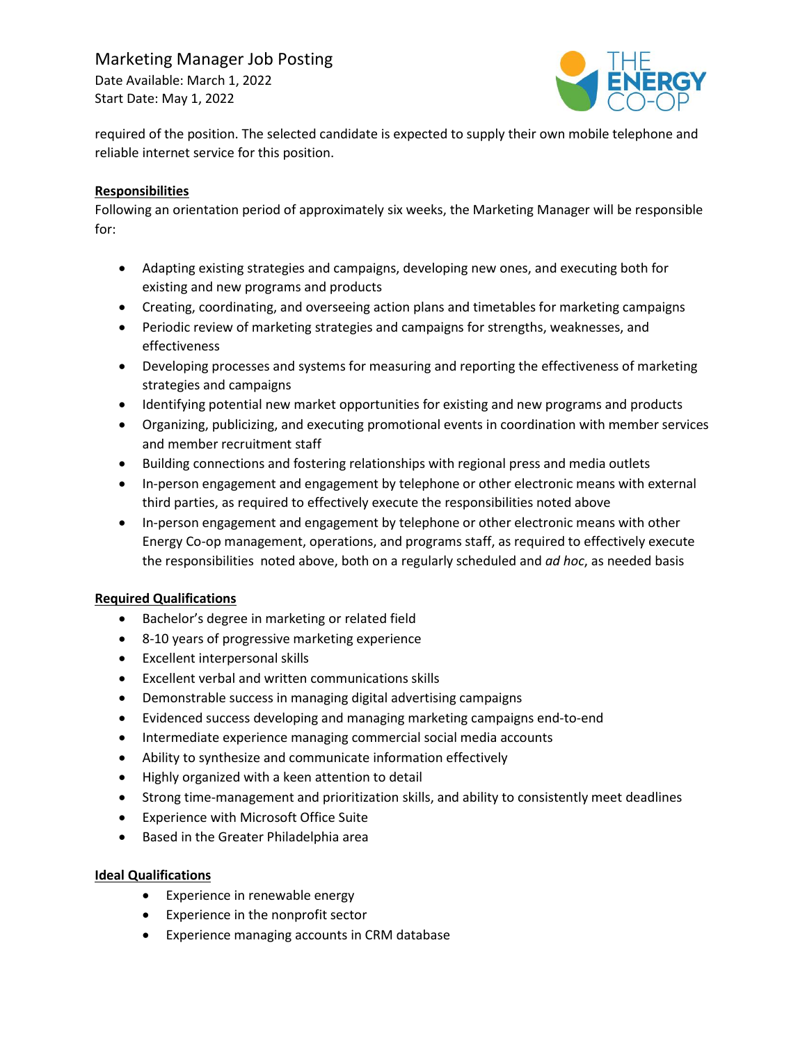required of the position. The selected candidate is expected to supply their own mobile telephone and reliable internet service for this position.

**Responsibilities**

Following an orientation period of approximately six weeks, the Marketing Manager will be responsible for:

- Adapting existing strategies and campaigns, developing new ones, and executing both for existing and new programs and products
- Creating, coordinating, and overseeing action plans and timetables for marketing campaigns
- Periodic review of marketing strategies and campaigns for strengths, weaknesses, and effectiveness
- Developing processes and systems for measuring and reporting the effectiveness of marketing strategies and campaigns
- Identifying potential new market opportunities for existing and new programs and products
- Organizing, publicizing, and executing promotional events in coordination with member services and member recruitment staff
- Building connections and fostering relationships with regional press and media outlets
- In-person engagement and engagement by telephone or other electronic means with external third parties, as required to effectively execute the responsibilities noted above
- In-person engagement and engagement by telephone or other electronic means with other Energy Co-op management, operations, and programs staff, as required to effectively execute the responsibilities noted above, both on a regularly scheduled and *ad hoc*, as needed basis

**Required Qualifications**

- Bachelor's degree in marketing or related field
- 8-10 years of progressive marketing experience
- Excellent interpersonal skills
- Excellent verbal and written communications skills
- Demonstrable success in managing digital advertising campaigns
- Evidenced success developing and managing marketing campaigns end-to-end
- Intermediate experience managing commercial social media accounts
- Ability to synthesize and communicate information effectively
- Highly organized with a keen attention to detail
- Strong time-management and prioritization skills, and ability to consistently meet deadlines
- Experience with Microsoft Office Suite
- Based in the Greater Philadelphia area

**Ideal Qualifications**

- Experience in renewable energy
- Experience in the nonprofit sector
- Experience managing accounts in CRM database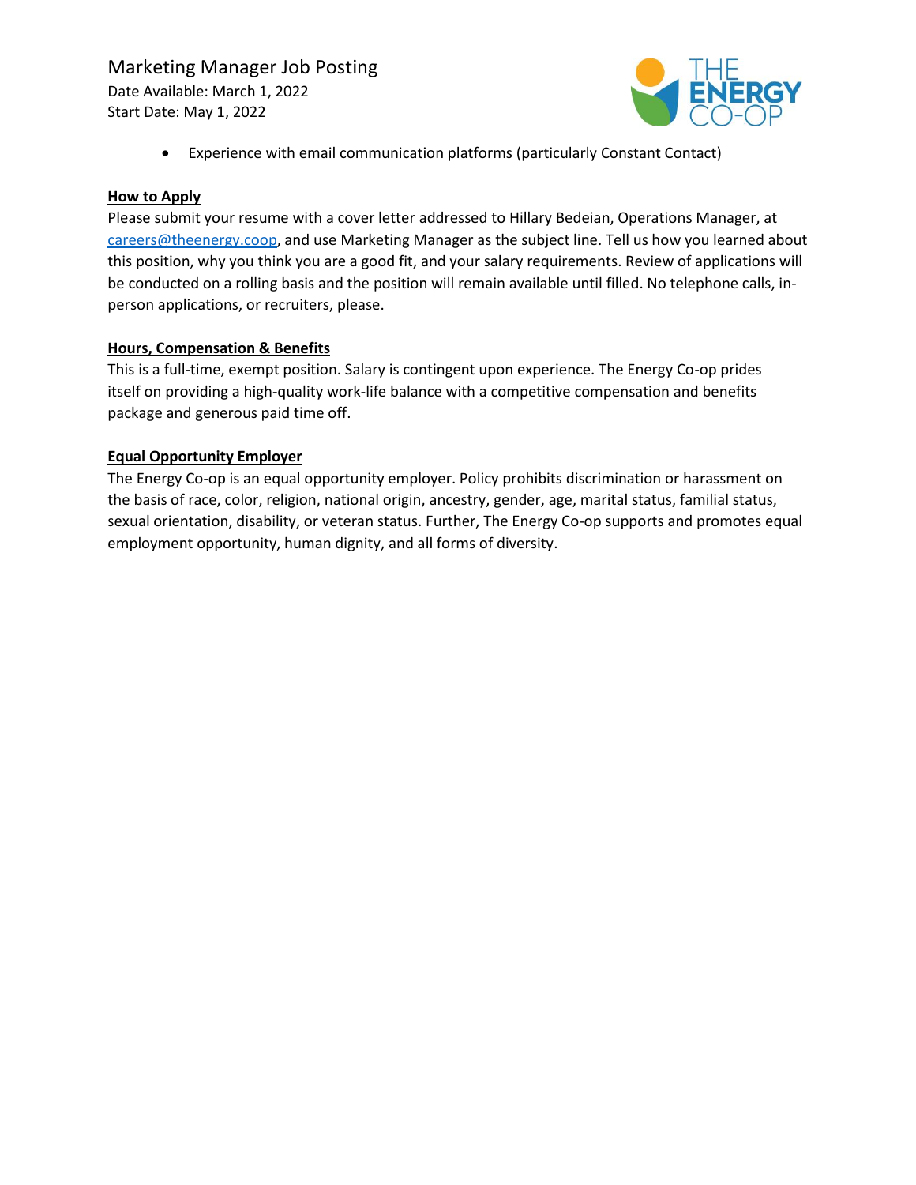- Experience with email communication platforms (particularly Constant Contact)

**How to Apply**

Please submit your resume with a cover letter addressed to Hillary Bedeian, Operations Manager, at careers@theenergy.coop, and use Marketing Manager as the subject line. Tell us how you learned about this position, why you think you are a good fit, and your salary requirements. Review of applications will be conducted on a rolling basis and the position will remain available until filled. No telephone calls, in-person applications, or recruiters, please.

**Hours, Compensation & Benefits**

This is a full-time, exempt position. Salary is contingent upon experience. The Energy Co-op prides itself on providing a high-quality work-life balance with a competitive compensation and benefits package and generous paid time off.

**Equal Opportunity Employer**

The Energy Co-op is an equal opportunity employer. Policy prohibits discrimination or harassment on the basis of race, color, religion, national origin, ancestry, gender, age, marital status, familial status, sexual orientation, disability, or veteran status. Further, The Energy Co-op supports and promotes equal employment opportunity, human dignity, and all forms of diversity.